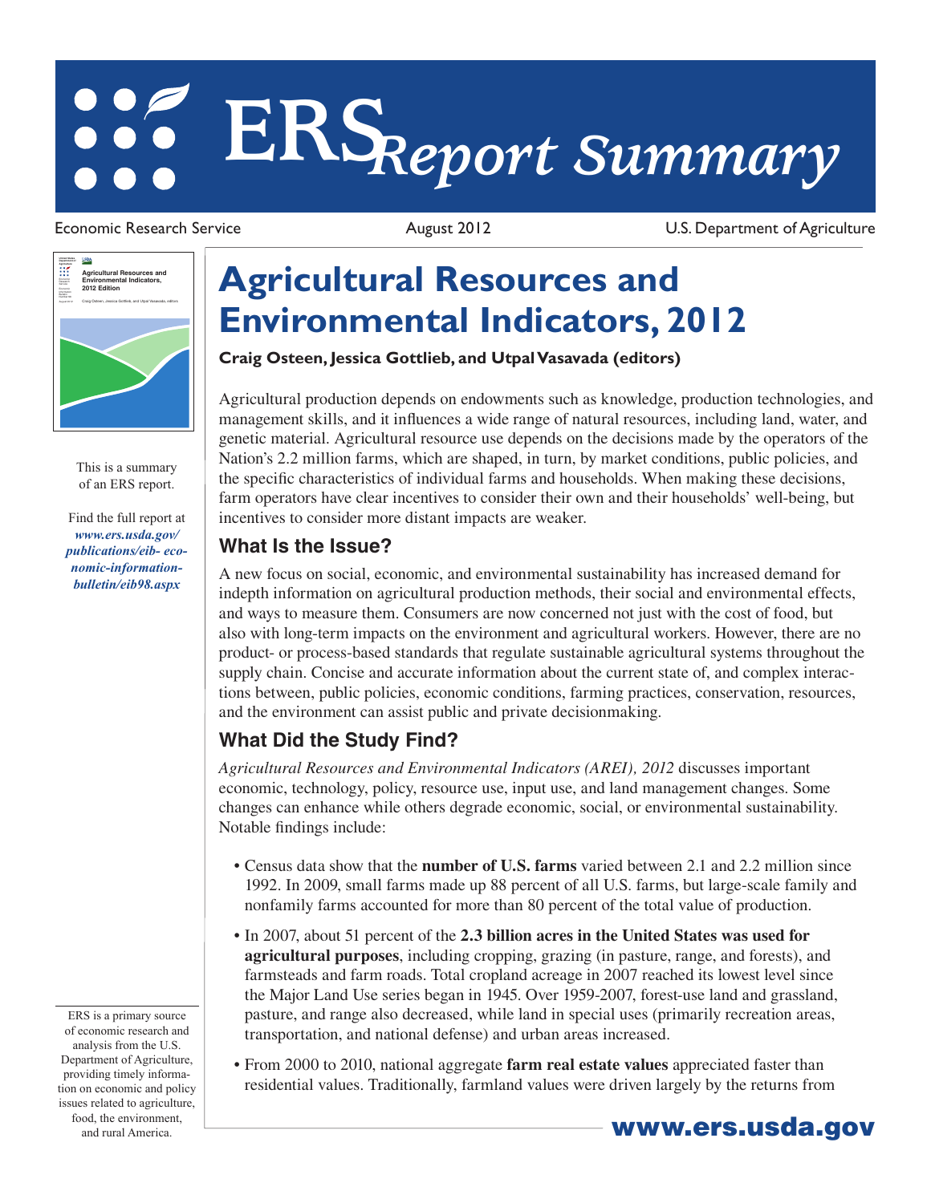# ERS Report Summary

Economic Research Service | August 2012 | U.S. Department of Agriculture

This is a summary of an ERS report.

Find the full report at *www.ers.usda.gov/publications/eib-economic-information-bulletin/eib98.aspx*

# Agricultural Resources and Environmental Indicators, 2012

**Craig Osteen, Jessica Gottlieb, and Utpal Vasavada (editors)**

Agricultural production depends on endowments such as knowledge, production technologies, and management skills, and it influences a wide range of natural resources, including land, water, and genetic material. Agricultural resource use depends on the decisions made by the operators of the Nation's 2.2 million farms, which are shaped, in turn, by market conditions, public policies, and the specific characteristics of individual farms and households. When making these decisions, farm operators have clear incentives to consider their own and their households' well-being, but incentives to consider more distant impacts are weaker.

## What Is the Issue?

A new focus on social, economic, and environmental sustainability has increased demand for indepth information on agricultural production methods, their social and environmental effects, and ways to measure them. Consumers are now concerned not just with the cost of food, but also with long-term impacts on the environment and agricultural workers. However, there are no product- or process-based standards that regulate sustainable agricultural systems throughout the supply chain. Concise and accurate information about the current state of, and complex interactions between, public policies, economic conditions, farming practices, conservation, resources, and the environment can assist public and private decisionmaking.

## What Did the Study Find?

*Agricultural Resources and Environmental Indicators (AREI), 2012* discusses important economic, technology, policy, resource use, input use, and land management changes. Some changes can enhance while others degrade economic, social, or environmental sustainability. Notable findings include:

- Census data show that the **number of U.S. farms** varied between 2.1 and 2.2 million since 1992. In 2009, small farms made up 88 percent of all U.S. farms, but large-scale family and nonfamily farms accounted for more than 80 percent of the total value of production.
- In 2007, about 51 percent of the **2.3 billion acres in the United States was used for agricultural purposes**, including cropping, grazing (in pasture, range, and forests), and farmsteads and farm roads. Total cropland acreage in 2007 reached its lowest level since the Major Land Use series began in 1945. Over 1959-2007, forest-use land and grassland, pasture, and range also decreased, while land in special uses (primarily recreation areas, transportation, and national defense) and urban areas increased.
- From 2000 to 2010, national aggregate **farm real estate values** appreciated faster than residential values. Traditionally, farmland values were driven largely by the returns from

ERS is a primary source of economic research and analysis from the U.S. Department of Agriculture, providing timely information on economic and policy issues related to agriculture, food, the environment, and rural America.

**www.ers.usda.gov**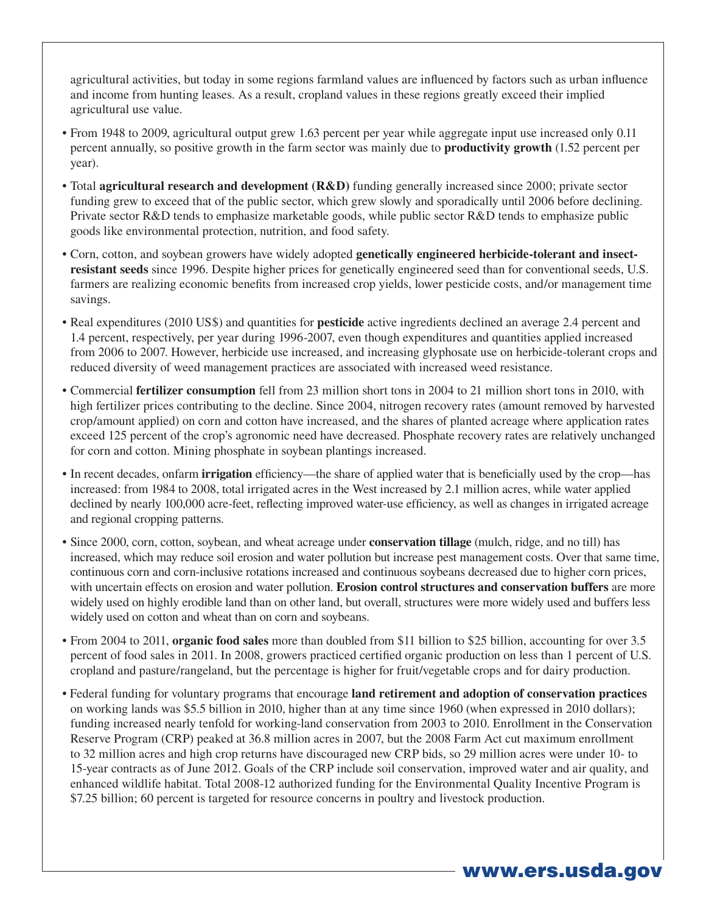agricultural activities, but today in some regions farmland values are influenced by factors such as urban influence and income from hunting leases. As a result, cropland values in these regions greatly exceed their implied agricultural use value.

- From 1948 to 2009, agricultural output grew 1.63 percent per year while aggregate input use increased only 0.11 percent annually, so positive growth in the farm sector was mainly due to **productivity growth** (1.52 percent per year).
- Total **agricultural research and development (R&D)** funding generally increased since 2000; private sector funding grew to exceed that of the public sector, which grew slowly and sporadically until 2006 before declining. Private sector R&D tends to emphasize marketable goods, while public sector R&D tends to emphasize public goods like environmental protection, nutrition, and food safety.
- Corn, cotton, and soybean growers have widely adopted **genetically engineered herbicide-tolerant and insect-resistant seeds** since 1996. Despite higher prices for genetically engineered seed than for conventional seeds, U.S. farmers are realizing economic benefits from increased crop yields, lower pesticide costs, and/or management time savings.
- Real expenditures (2010 US$) and quantities for **pesticide** active ingredients declined an average 2.4 percent and 1.4 percent, respectively, per year during 1996-2007, even though expenditures and quantities applied increased from 2006 to 2007. However, herbicide use increased, and increasing glyphosate use on herbicide-tolerant crops and reduced diversity of weed management practices are associated with increased weed resistance.
- Commercial **fertilizer consumption** fell from 23 million short tons in 2004 to 21 million short tons in 2010, with high fertilizer prices contributing to the decline. Since 2004, nitrogen recovery rates (amount removed by harvested crop/amount applied) on corn and cotton have increased, and the shares of planted acreage where application rates exceed 125 percent of the crop's agronomic need have decreased. Phosphate recovery rates are relatively unchanged for corn and cotton. Mining phosphate in soybean plantings increased.
- In recent decades, onfarm **irrigation** efficiency—the share of applied water that is beneficially used by the crop—has increased: from 1984 to 2008, total irrigated acres in the West increased by 2.1 million acres, while water applied declined by nearly 100,000 acre-feet, reflecting improved water-use efficiency, as well as changes in irrigated acreage and regional cropping patterns.
- Since 2000, corn, cotton, soybean, and wheat acreage under **conservation tillage** (mulch, ridge, and no till) has increased, which may reduce soil erosion and water pollution but increase pest management costs. Over that same time, continuous corn and corn-inclusive rotations increased and continuous soybeans decreased due to higher corn prices, with uncertain effects on erosion and water pollution. **Erosion control structures and conservation buffers** are more widely used on highly erodible land than on other land, but overall, structures were more widely used and buffers less widely used on cotton and wheat than on corn and soybeans.
- From 2004 to 2011, **organic food sales** more than doubled from $11 billion to $25 billion, accounting for over 3.5 percent of food sales in 2011. In 2008, growers practiced certified organic production on less than 1 percent of U.S. cropland and pasture/rangeland, but the percentage is higher for fruit/vegetable crops and for dairy production.
- Federal funding for voluntary programs that encourage **land retirement and adoption of conservation practices** on working lands was $5.5 billion in 2010, higher than at any time since 1960 (when expressed in 2010 dollars); funding increased nearly tenfold for working-land conservation from 2003 to 2010. Enrollment in the Conservation Reserve Program (CRP) peaked at 36.8 million acres in 2007, but the 2008 Farm Act cut maximum enrollment to 32 million acres and high crop returns have discouraged new CRP bids, so 29 million acres were under 10- to 15-year contracts as of June 2012. Goals of the CRP include soil conservation, improved water and air quality, and enhanced wildlife habitat. Total 2008-12 authorized funding for the Environmental Quality Incentive Program is $7.25 billion; 60 percent is targeted for resource concerns in poultry and livestock production.

**www.ers.usda.gov**